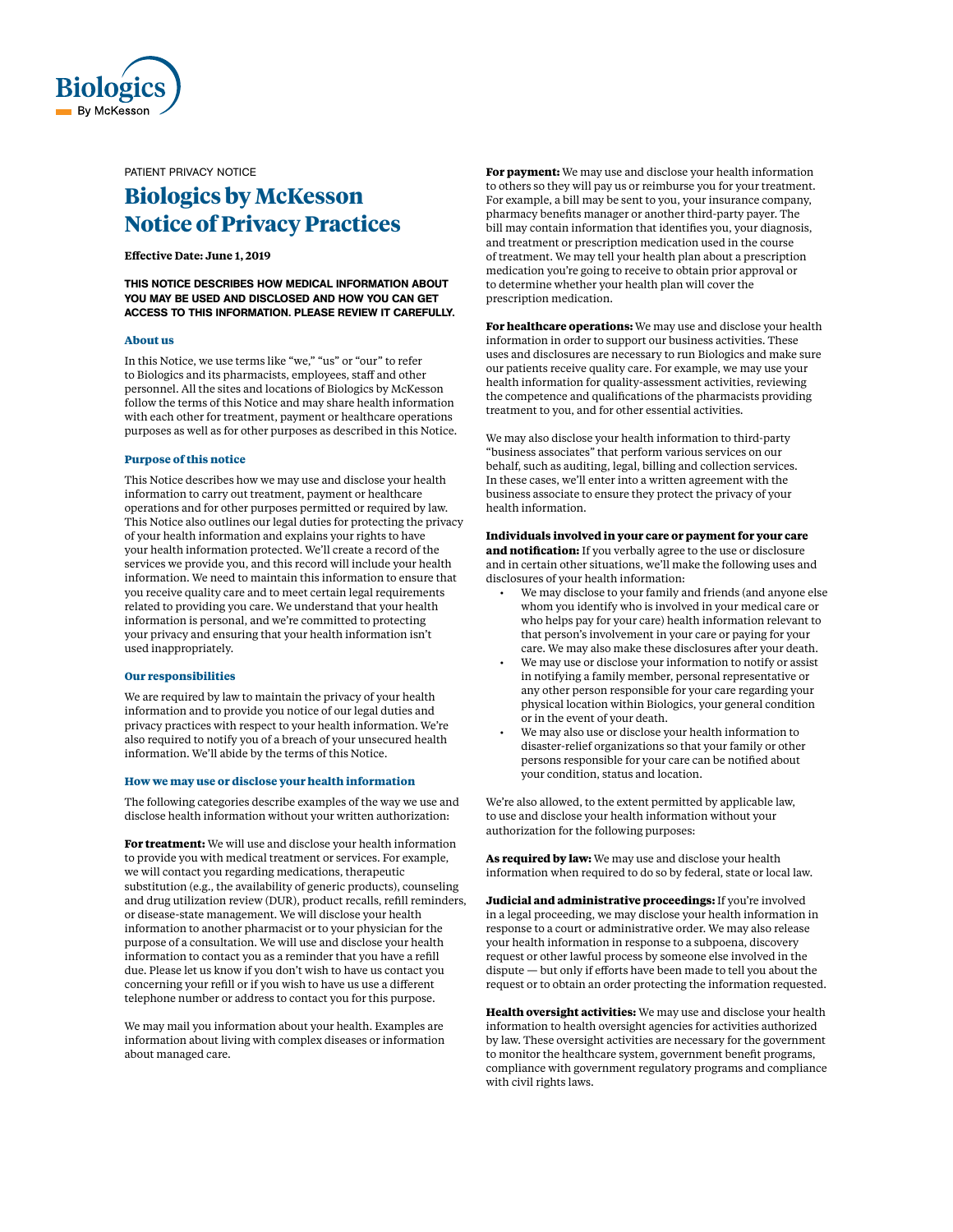Biologics By McKesson

PATIENT PRIVACY NOTICE

# Biologics by McKesson Notice of Privacy Practices

**Effective Date: June 1, 2019**

**THIS NOTICE DESCRIBES HOW MEDICAL INFORMATION ABOUT YOU MAY BE USED AND DISCLOSED AND HOW YOU CAN GET ACCESS TO THIS INFORMATION. PLEASE REVIEW IT CAREFULLY.**

### About us

In this Notice, we use terms like "we," "us" or "our" to refer to Biologics and its pharmacists, employees, staff and other personnel. All the sites and locations of Biologics by McKesson follow the terms of this Notice and may share health information with each other for treatment, payment or healthcare operations purposes as well as for other purposes as described in this Notice.

### Purpose of this notice

This Notice describes how we may use and disclose your health information to carry out treatment, payment or healthcare operations and for other purposes permitted or required by law. This Notice also outlines our legal duties for protecting the privacy of your health information and explains your rights to have your health information protected. We'll create a record of the services we provide you, and this record will include your health information. We need to maintain this information to ensure that you receive quality care and to meet certain legal requirements related to providing you care. We understand that your health information is personal, and we're committed to protecting your privacy and ensuring that your health information isn't used inappropriately.

### Our responsibilities

We are required by law to maintain the privacy of your health information and to provide you notice of our legal duties and privacy practices with respect to your health information. We're also required to notify you of a breach of your unsecured health information. We'll abide by the terms of this Notice.

### How we may use or disclose your health information

The following categories describe examples of the way we use and disclose health information without your written authorization:

**For treatment:** We will use and disclose your health information to provide you with medical treatment or services. For example, we will contact you regarding medications, therapeutic substitution (e.g., the availability of generic products), counseling and drug utilization review (DUR), product recalls, refill reminders, or disease-state management. We will disclose your health information to another pharmacist or to your physician for the purpose of a consultation. We will use and disclose your health information to contact you as a reminder that you have a refill due. Please let us know if you don't wish to have us contact you concerning your refill or if you wish to have us use a different telephone number or address to contact you for this purpose.

We may mail you information about your health. Examples are information about living with complex diseases or information about managed care.

**For payment:** We may use and disclose your health information to others so they will pay us or reimburse you for your treatment. For example, a bill may be sent to you, your insurance company, pharmacy benefits manager or another third-party payer. The bill may contain information that identifies you, your diagnosis, and treatment or prescription medication used in the course of treatment. We may tell your health plan about a prescription medication you're going to receive to obtain prior approval or to determine whether your health plan will cover the prescription medication.

**For healthcare operations:** We may use and disclose your health information in order to support our business activities. These uses and disclosures are necessary to run Biologics and make sure our patients receive quality care. For example, we may use your health information for quality-assessment activities, reviewing the competence and qualifications of the pharmacists providing treatment to you, and for other essential activities.

We may also disclose your health information to third-party "business associates" that perform various services on our behalf, such as auditing, legal, billing and collection services. In these cases, we'll enter into a written agreement with the business associate to ensure they protect the privacy of your health information.

**Individuals involved in your care or payment for your care and notification:** If you verbally agree to the use or disclosure and in certain other situations, we'll make the following uses and disclosures of your health information:

- We may disclose to your family and friends (and anyone else whom you identify who is involved in your medical care or who helps pay for your care) health information relevant to that person's involvement in your care or paying for your care. We may also make these disclosures after your death.
- We may use or disclose your information to notify or assist in notifying a family member, personal representative or any other person responsible for your care regarding your physical location within Biologics, your general condition or in the event of your death.
- We may also use or disclose your health information to disaster-relief organizations so that your family or other persons responsible for your care can be notified about your condition, status and location.

We're also allowed, to the extent permitted by applicable law, to use and disclose your health information without your authorization for the following purposes:

**As required by law:** We may use and disclose your health information when required to do so by federal, state or local law.

**Judicial and administrative proceedings:** If you're involved in a legal proceeding, we may disclose your health information in response to a court or administrative order. We may also release your health information in response to a subpoena, discovery request or other lawful process by someone else involved in the dispute — but only if efforts have been made to tell you about the request or to obtain an order protecting the information requested.

**Health oversight activities:** We may use and disclose your health information to health oversight agencies for activities authorized by law. These oversight activities are necessary for the government to monitor the healthcare system, government benefit programs, compliance with government regulatory programs and compliance with civil rights laws.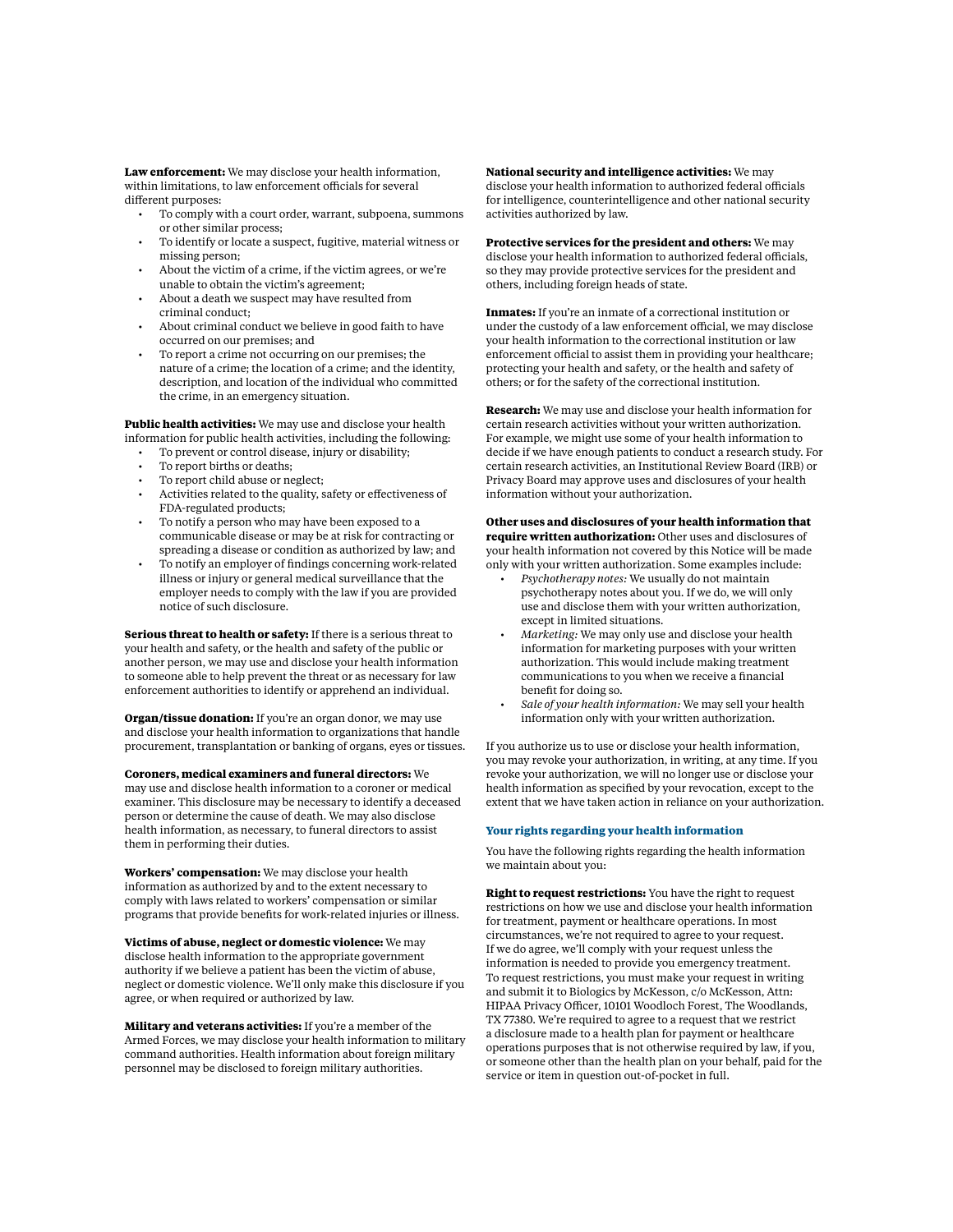**Law enforcement:** We may disclose your health information, within limitations, to law enforcement officials for several different purposes:

- To comply with a court order, warrant, subpoena, summons or other similar process;
- To identify or locate a suspect, fugitive, material witness or missing person;
- About the victim of a crime, if the victim agrees, or we're unable to obtain the victim's agreement;
- About a death we suspect may have resulted from criminal conduct;
- About criminal conduct we believe in good faith to have occurred on our premises; and
- To report a crime not occurring on our premises; the nature of a crime; the location of a crime; and the identity, description, and location of the individual who committed the crime, in an emergency situation.

**Public health activities:** We may use and disclose your health information for public health activities, including the following:

- To prevent or control disease, injury or disability;
- To report births or deaths;
- To report child abuse or neglect;
- Activities related to the quality, safety or effectiveness of FDA-regulated products;
- To notify a person who may have been exposed to a communicable disease or may be at risk for contracting or spreading a disease or condition as authorized by law; and
- To notify an employer of findings concerning work-related illness or injury or general medical surveillance that the employer needs to comply with the law if you are provided notice of such disclosure.

**Serious threat to health or safety:** If there is a serious threat to your health and safety, or the health and safety of the public or another person, we may use and disclose your health information to someone able to help prevent the threat or as necessary for law enforcement authorities to identify or apprehend an individual.

**Organ/tissue donation:** If you're an organ donor, we may use and disclose your health information to organizations that handle procurement, transplantation or banking of organs, eyes or tissues.

**Coroners, medical examiners and funeral directors:** We may use and disclose health information to a coroner or medical examiner. This disclosure may be necessary to identify a deceased person or determine the cause of death. We may also disclose health information, as necessary, to funeral directors to assist them in performing their duties.

**Workers' compensation:** We may disclose your health information as authorized by and to the extent necessary to comply with laws related to workers' compensation or similar programs that provide benefits for work-related injuries or illness.

**Victims of abuse, neglect or domestic violence:** We may disclose health information to the appropriate government authority if we believe a patient has been the victim of abuse, neglect or domestic violence. We'll only make this disclosure if you agree, or when required or authorized by law.

**Military and veterans activities:** If you're a member of the Armed Forces, we may disclose your health information to military command authorities. Health information about foreign military personnel may be disclosed to foreign military authorities.

**National security and intelligence activities:** We may disclose your health information to authorized federal officials for intelligence, counterintelligence and other national security activities authorized by law.

**Protective services for the president and others:** We may disclose your health information to authorized federal officials, so they may provide protective services for the president and others, including foreign heads of state.

**Inmates:** If you're an inmate of a correctional institution or under the custody of a law enforcement official, we may disclose your health information to the correctional institution or law enforcement official to assist them in providing your healthcare; protecting your health and safety, or the health and safety of others; or for the safety of the correctional institution.

**Research:** We may use and disclose your health information for certain research activities without your written authorization. For example, we might use some of your health information to decide if we have enough patients to conduct a research study. For certain research activities, an Institutional Review Board (IRB) or Privacy Board may approve uses and disclosures of your health information without your authorization.

**Other uses and disclosures of your health information that require written authorization:** Other uses and disclosures of your health information not covered by this Notice will be made only with your written authorization. Some examples include:

- *Psychotherapy notes:* We usually do not maintain psychotherapy notes about you. If we do, we will only use and disclose them with your written authorization, except in limited situations.
- *Marketing:* We may only use and disclose your health information for marketing purposes with your written authorization. This would include making treatment communications to you when we receive a financial benefit for doing so.
- *Sale of your health information:* We may sell your health information only with your written authorization.

If you authorize us to use or disclose your health information, you may revoke your authorization, in writing, at any time. If you revoke your authorization, we will no longer use or disclose your health information as specified by your revocation, except to the extent that we have taken action in reliance on your authorization.

## Your rights regarding your health information

You have the following rights regarding the health information we maintain about you:

**Right to request restrictions:** You have the right to request restrictions on how we use and disclose your health information for treatment, payment or healthcare operations. In most circumstances, we're not required to agree to your request. If we do agree, we'll comply with your request unless the information is needed to provide you emergency treatment. To request restrictions, you must make your request in writing and submit it to Biologics by McKesson, c/o McKesson, Attn: HIPAA Privacy Officer, 10101 Woodloch Forest, The Woodlands, TX 77380. We're required to agree to a request that we restrict a disclosure made to a health plan for payment or healthcare operations purposes that is not otherwise required by law, if you, or someone other than the health plan on your behalf, paid for the service or item in question out-of-pocket in full.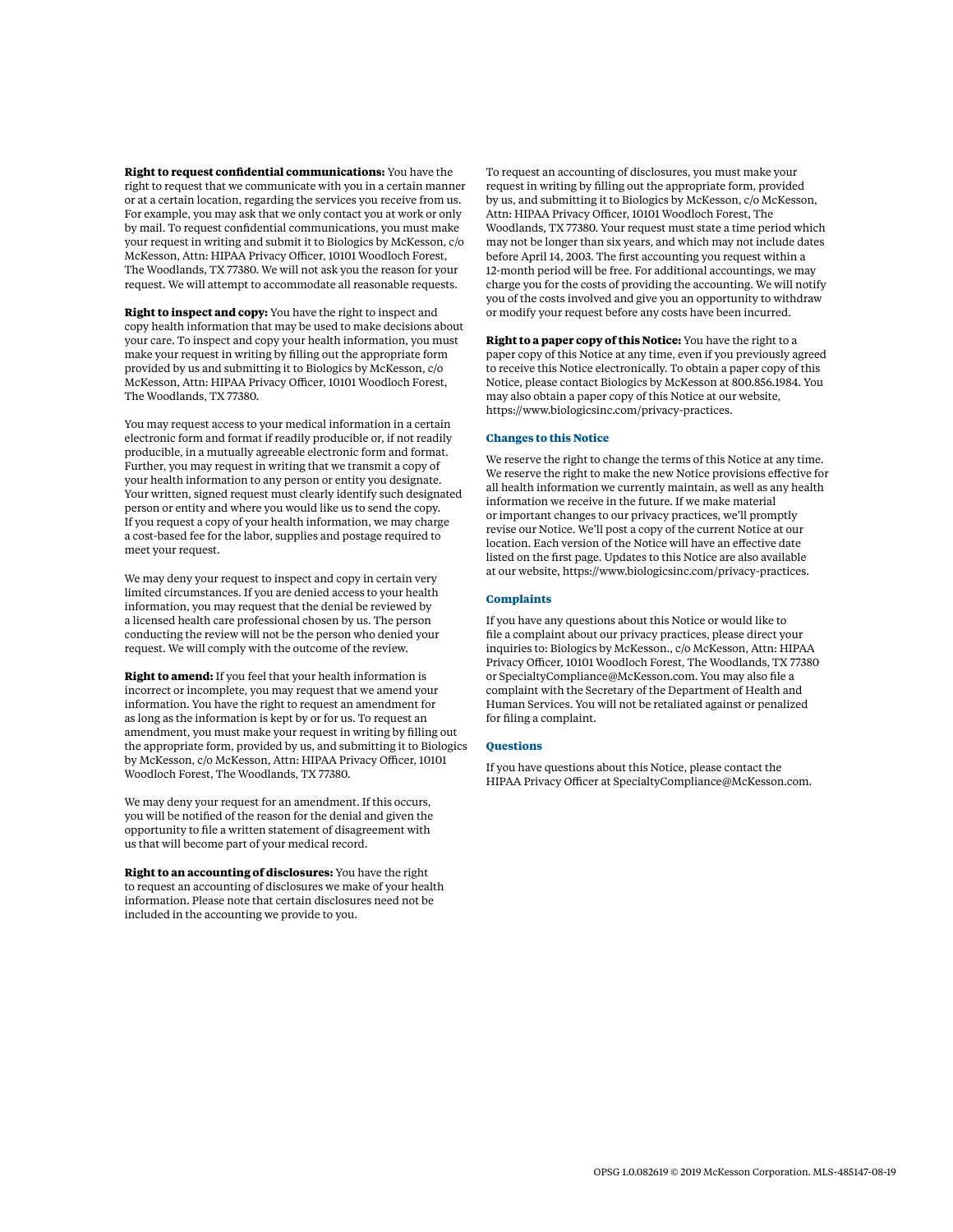**Right to request confidential communications:** You have the right to request that we communicate with you in a certain manner or at a certain location, regarding the services you receive from us. For example, you may ask that we only contact you at work or only by mail. To request confidential communications, you must make your request in writing and submit it to Biologics by McKesson, c/o McKesson, Attn: HIPAA Privacy Officer, 10101 Woodloch Forest, The Woodlands, TX 77380. We will not ask you the reason for your request. We will attempt to accommodate all reasonable requests.

**Right to inspect and copy:** You have the right to inspect and copy health information that may be used to make decisions about your care. To inspect and copy your health information, you must make your request in writing by filling out the appropriate form provided by us and submitting it to Biologics by McKesson, c/o McKesson, Attn: HIPAA Privacy Officer, 10101 Woodloch Forest, The Woodlands, TX 77380.

You may request access to your medical information in a certain electronic form and format if readily producible or, if not readily producible, in a mutually agreeable electronic form and format. Further, you may request in writing that we transmit a copy of your health information to any person or entity you designate. Your written, signed request must clearly identify such designated person or entity and where you would like us to send the copy. If you request a copy of your health information, we may charge a cost-based fee for the labor, supplies and postage required to meet your request.

We may deny your request to inspect and copy in certain very limited circumstances. If you are denied access to your health information, you may request that the denial be reviewed by a licensed health care professional chosen by us. The person conducting the review will not be the person who denied your request. We will comply with the outcome of the review.

**Right to amend:** If you feel that your health information is incorrect or incomplete, you may request that we amend your information. You have the right to request an amendment for as long as the information is kept by or for us. To request an amendment, you must make your request in writing by filling out the appropriate form, provided by us, and submitting it to Biologics by McKesson, c/o McKesson, Attn: HIPAA Privacy Officer, 10101 Woodloch Forest, The Woodlands, TX 77380.

We may deny your request for an amendment. If this occurs, you will be notified of the reason for the denial and given the opportunity to file a written statement of disagreement with us that will become part of your medical record.

**Right to an accounting of disclosures:** You have the right to request an accounting of disclosures we make of your health information. Please note that certain disclosures need not be included in the accounting we provide to you.

To request an accounting of disclosures, you must make your request in writing by filling out the appropriate form, provided by us, and submitting it to Biologics by McKesson, c/o McKesson, Attn: HIPAA Privacy Officer, 10101 Woodloch Forest, The Woodlands, TX 77380. Your request must state a time period which may not be longer than six years, and which may not include dates before April 14, 2003. The first accounting you request within a 12-month period will be free. For additional accountings, we may charge you for the costs of providing the accounting. We will notify you of the costs involved and give you an opportunity to withdraw or modify your request before any costs have been incurred.

**Right to a paper copy of this Notice:** You have the right to a paper copy of this Notice at any time, even if you previously agreed to receive this Notice electronically. To obtain a paper copy of this Notice, please contact Biologics by McKesson at 800.856.1984. You may also obtain a paper copy of this Notice at our website, https://www.biologicsinc.com/privacy-practices.

### Changes to this Notice

We reserve the right to change the terms of this Notice at any time. We reserve the right to make the new Notice provisions effective for all health information we currently maintain, as well as any health information we receive in the future. If we make material or important changes to our privacy practices, we'll promptly revise our Notice. We'll post a copy of the current Notice at our location. Each version of the Notice will have an effective date listed on the first page. Updates to this Notice are also available at our website, https://www.biologicsinc.com/privacy-practices.

### Complaints

If you have any questions about this Notice or would like to file a complaint about our privacy practices, please direct your inquiries to: Biologics by McKesson., c/o McKesson, Attn: HIPAA Privacy Officer, 10101 Woodloch Forest, The Woodlands, TX 77380 or SpecialtyCompliance@McKesson.com. You may also file a complaint with the Secretary of the Department of Health and Human Services. You will not be retaliated against or penalized for filing a complaint.

### Questions

If you have questions about this Notice, please contact the HIPAA Privacy Officer at SpecialtyCompliance@McKesson.com.

OPSG 1.0.082619 © 2019 McKesson Corporation. MLS-485147-08-19